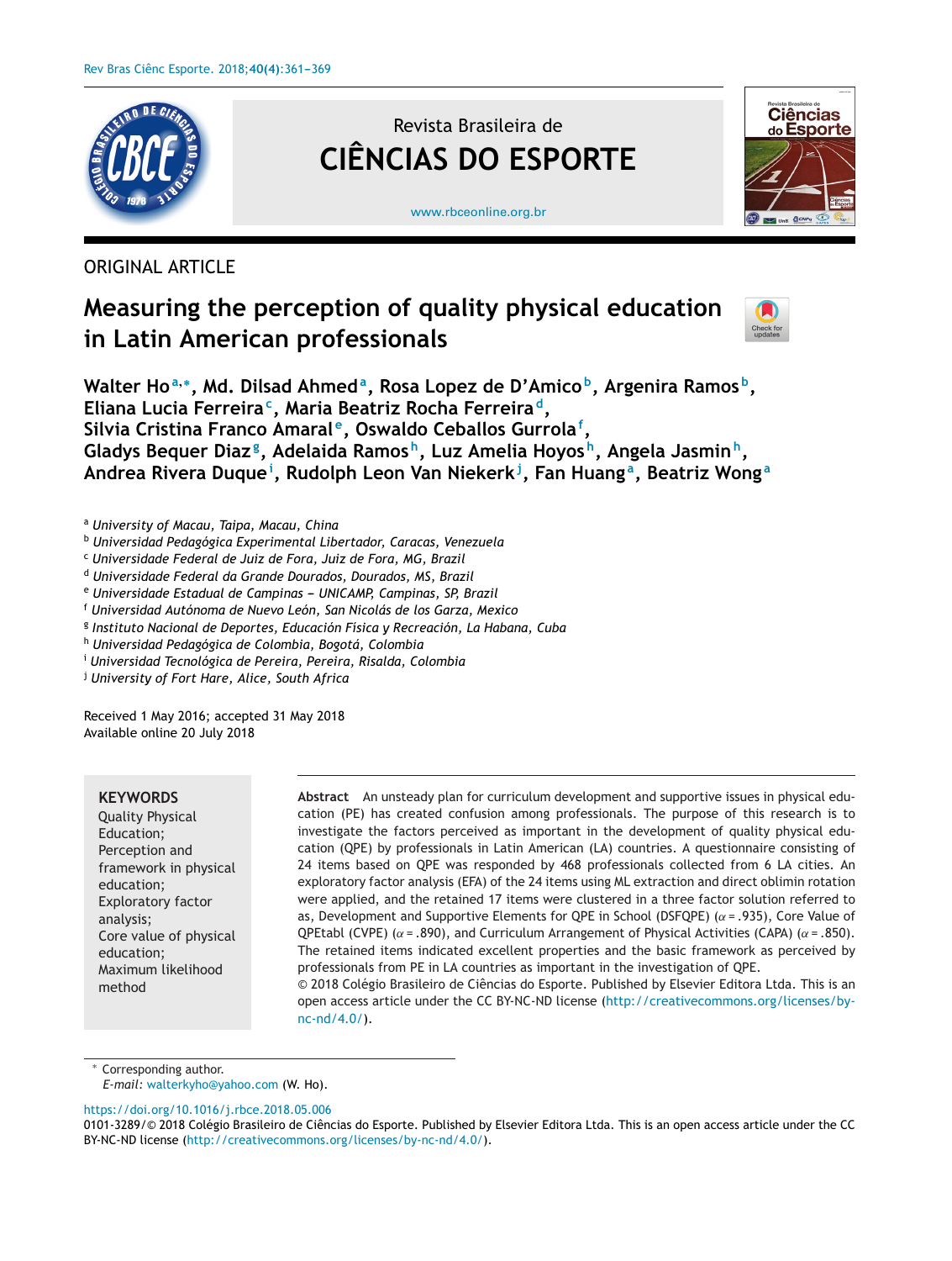ORIGINAL ARTICLE

# Measuring the perception of quality physical education in Latin American professionals

**Walter Ho[a,*], Md. Dilsad Ahmed[a], Rosa Lopez de D'Amico[b], Argenira Ramos[b], Eliana Lucia Ferreira[c], Maria Beatriz Rocha Ferreira[d], Silvia Cristina Franco Amaral[e], Oswaldo Ceballos Gurrola[f], Gladys Bequer Diaz[g], Adelaida Ramos[h], Luz Amelia Hoyos[h], Angela Jasmin[h], Andrea Rivera Duque[i], Rudolph Leon Van Niekerk[j], Fan Huang[a], Beatriz Wong[a]**

[a] *University of Macau, Taipa, Macau, China*
[b] *Universidad Pedagógica Experimental Libertador, Caracas, Venezuela*
[c] *Universidade Federal de Juiz de Fora, Juiz de Fora, MG, Brazil*
[d] *Universidade Federal da Grande Dourados, Dourados, MS, Brazil*
[e] *Universidade Estadual de Campinas – UNICAMP, Campinas, SP, Brazil*
[f] *Universidad Autónoma de Nuevo León, San Nicolás de los Garza, Mexico*
[g] *Instituto Nacional de Deportes, Educación Fisica y Recreación, La Habana, Cuba*
[h] *Universidad Pedagógica de Colombia, Bogotá, Colombia*
[i] *Universidad Tecnológica de Pereira, Pereira, Risalda, Colombia*
[j] *University of Fort Hare, Alice, South Africa*

Received 1 May 2016; accepted 31 May 2018
Available online 20 July 2018

**KEYWORDS**
Quality Physical Education;
Perception and framework in physical education;
Exploratory factor analysis;
Core value of physical education;
Maximum likelihood method

**Abstract** An unsteady plan for curriculum development and supportive issues in physical education (PE) has created confusion among professionals. The purpose of this research is to investigate the factors perceived as important in the development of quality physical education (QPE) by professionals in Latin American (LA) countries. A questionnaire consisting of 24 items based on QPE was responded by 468 professionals collected from 6 LA cities. An exploratory factor analysis (EFA) of the 24 items using ML extraction and direct oblimin rotation were applied, and the retained 17 items were clustered in a three factor solution referred to as, Development and Supportive Elements for QPE in School (DSFQPE) ($\alpha = .935$), Core Value of QPEtabl (CVPE) ($\alpha = .890$), and Curriculum Arrangement of Physical Activities (CAPA) ($\alpha = .850$). The retained items indicated excellent properties and the basic framework as perceived by professionals from PE in LA countries as important in the investigation of QPE.
© 2018 Colégio Brasileiro de Ciências do Esporte. Published by Elsevier Editora Ltda. This is an open access article under the CC BY-NC-ND license (http://creativecommons.org/licenses/by-nc-nd/4.0/).

* Corresponding author.
*E-mail:* walterkyho@yahoo.com (W. Ho).

https://doi.org/10.1016/j.rbce.2018.05.006
0101-3289/© 2018 Colégio Brasileiro de Ciências do Esporte. Published by Elsevier Editora Ltda. This is an open access article under the CC BY-NC-ND license (http://creativecommons.org/licenses/by-nc-nd/4.0/).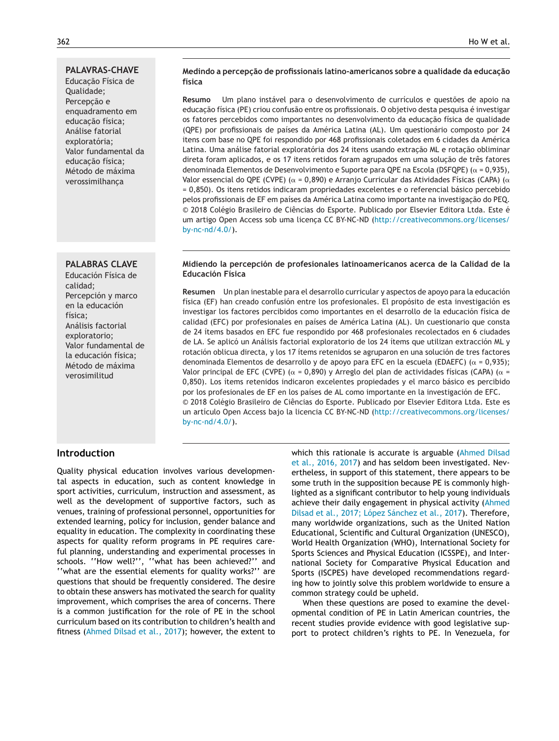**PALAVRAS-CHAVE**
Educação Física de Qualidade;
Percepção e enquadramento em educação física;
Análise fatorial exploratória;
Valor fundamental da educação física;
Método de máxima verossimilhança

## Medindo a percepção de profissionais latino-americanos sobre a qualidade da educação física

**Resumo** Um plano instável para o desenvolvimento de currículos e questões de apoio na educação física (PE) criou confusão entre os profissionais. O objetivo desta pesquisa é investigar os fatores percebidos como importantes no desenvolvimento da educação física de qualidade (QPE) por profissionais de países da América Latina (AL). Um questionário composto por 24 itens com base no QPE foi respondido por 468 profissionais coletados em 6 cidades da América Latina. Uma análise fatorial exploratória dos 24 itens usando extração ML e rotação obliminar direta foram aplicados, e os 17 itens retidos foram agrupados em uma solução de três fatores denominada Elementos de Desenvolvimento e Suporte para QPE na Escola (DSFQPE) ($\alpha$ = 0,935), Valor essencial do QPE (CVPE) ($\alpha$ = 0,890) e Arranjo Curricular das Atividades Físicas (CAPA) ($\alpha$ = 0,850). Os itens retidos indicaram propriedades excelentes e o referencial básico percebido pelos profissionais de EF em países da América Latina como importante na investigação do PEQ.
© 2018 Colégio Brasileiro de Ciências do Esporte. Publicado por Elsevier Editora Ltda. Este é um artigo Open Access sob uma licença CC BY-NC-ND (http://creativecommons.org/licenses/by-nc-nd/4.0/).

**PALABRAS CLAVE**
Educación Física de calidad;
Percepción y marco en la educación física;
Análisis factorial exploratorio;
Valor fundamental de la educación física;
Método de máxima verosimilitud

## Midiendo la percepción de profesionales latinoamericanos acerca de la Calidad de la Educación Física

**Resumen** Un plan inestable para el desarrollo curricular y aspectos de apoyo para la educación física (EF) han creado confusión entre los profesionales. El propósito de esta investigación es investigar los factores percibidos como importantes en el desarrollo de la educación física de calidad (EFC) por profesionales en países de América Latina (AL). Un cuestionario que consta de 24 ítems basados en EFC fue respondido por 468 profesionales recolectados en 6 ciudades de LA. Se aplicó un Análisis factorial exploratorio de los 24 ítems que utilizan extracción ML y rotación oblicua directa, y los 17 ítems retenidos se agruparon en una solución de tres factores denominada Elementos de desarrollo y de apoyo para EFC en la escuela (EDAEFC) ($\alpha$ = 0,935); Valor principal de EFC (CVPE) ($\alpha$ = 0,890) y Arreglo del plan de actividades físicas (CAPA) ($\alpha$ = 0,850). Los ítems retenidos indicaron excelentes propiedades y el marco básico es percibido por los profesionales de EF en los países de AL como importante en la investigación de EFC.
© 2018 Colégio Brasileiro de Ciências do Esporte. Publicado por Elsevier Editora Ltda. Este es un artículo Open Access bajo la licencia CC BY-NC-ND (http://creativecommons.org/licenses/by-nc-nd/4.0/).

## Introduction

Quality physical education involves various developmental aspects in education, such as content knowledge in sport activities, curriculum, instruction and assessment, as well as the development of supportive factors, such as venues, training of professional personnel, opportunities for extended learning, policy for inclusion, gender balance and equality in education. The complexity in coordinating these aspects for quality reform programs in PE requires careful planning, understanding and experimental processes in schools. ''How well?'', ''what has been achieved?'' and ''what are the essential elements for quality works?'' are questions that should be frequently considered. The desire to obtain these answers has motivated the search for quality improvement, which comprises the area of concerns. There is a common justification for the role of PE in the school curriculum based on its contribution to children's health and fitness (Ahmed Dilsad et al., 2017); however, the extent to which this rationale is accurate is arguable (Ahmed Dilsad et al., 2016, 2017) and has seldom been investigated. Nevertheless, in support of this statement, there appears to be some truth in the supposition because PE is commonly highlighted as a significant contributor to help young individuals achieve their daily engagement in physical activity (Ahmed Dilsad et al., 2017; López Sánchez et al., 2017). Therefore, many worldwide organizations, such as the United Nation Educational, Scientific and Cultural Organization (UNESCO), World Health Organization (WHO), International Society for Sports Sciences and Physical Education (ICSSPE), and International Society for Comparative Physical Education and Sports (ISCPES) have developed recommendations regarding how to jointly solve this problem worldwide to ensure a common strategy could be upheld.

When these questions are posed to examine the developmental condition of PE in Latin American countries, the recent studies provide evidence with good legislative support to protect children's rights to PE. In Venezuela, for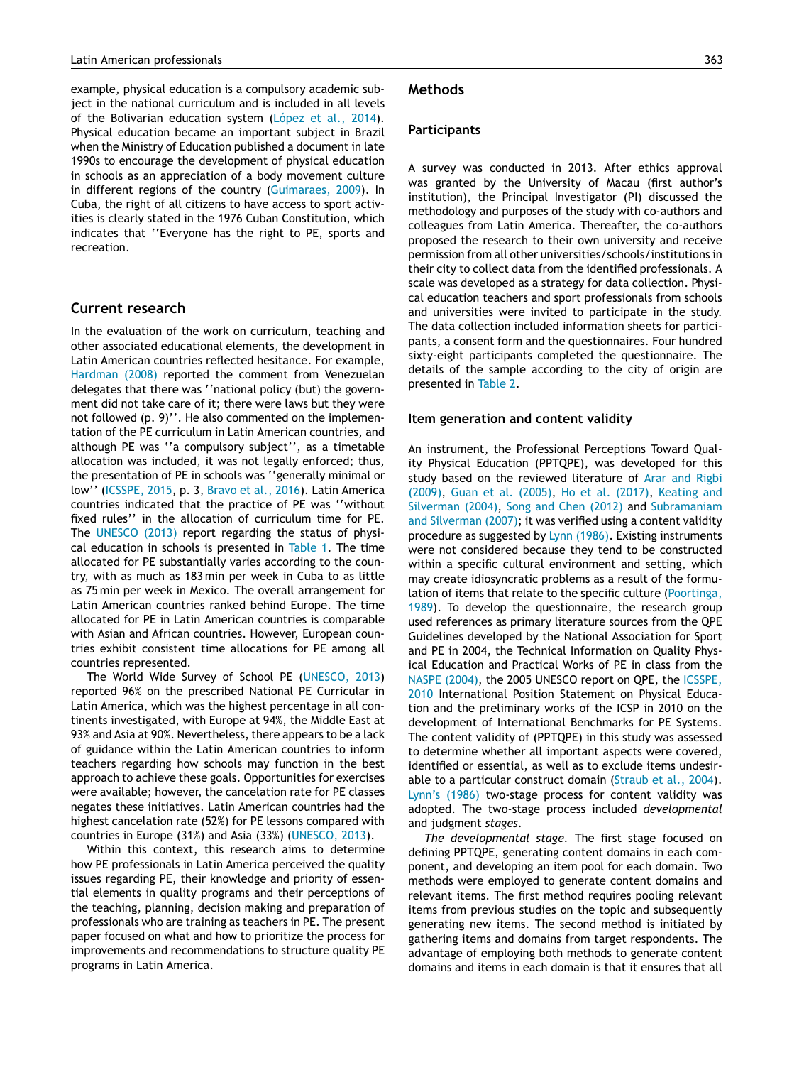example, physical education is a compulsory academic subject in the national curriculum and is included in all levels of the Bolivarian education system (López et al., 2014). Physical education became an important subject in Brazil when the Ministry of Education published a document in late 1990s to encourage the development of physical education in schools as an appreciation of a body movement culture in different regions of the country (Guimaraes, 2009). In Cuba, the right of all citizens to have access to sport activities is clearly stated in the 1976 Cuban Constitution, which indicates that ''Everyone has the right to PE, sports and recreation.

## Current research

In the evaluation of the work on curriculum, teaching and other associated educational elements, the development in Latin American countries reflected hesitance. For example, Hardman (2008) reported the comment from Venezuelan delegates that there was ''national policy (but) the government did not take care of it; there were laws but they were not followed (p. 9)''. He also commented on the implementation of the PE curriculum in Latin American countries, and although PE was ''a compulsory subject'', as a timetable allocation was included, it was not legally enforced; thus, the presentation of PE in schools was ''generally minimal or low'' (ICSSPE, 2015, p. 3, Bravo et al., 2016). Latin America countries indicated that the practice of PE was ''without fixed rules'' in the allocation of curriculum time for PE. The UNESCO (2013) report regarding the status of physical education in schools is presented in Table 1. The time allocated for PE substantially varies according to the country, with as much as 183 min per week in Cuba to as little as 75 min per week in Mexico. The overall arrangement for Latin American countries ranked behind Europe. The time allocated for PE in Latin American countries is comparable with Asian and African countries. However, European countries exhibit consistent time allocations for PE among all countries represented.

The World Wide Survey of School PE (UNESCO, 2013) reported 96% on the prescribed National PE Curricular in Latin America, which was the highest percentage in all continents investigated, with Europe at 94%, the Middle East at 93% and Asia at 90%. Nevertheless, there appears to be a lack of guidance within the Latin American countries to inform teachers regarding how schools may function in the best approach to achieve these goals. Opportunities for exercises were available; however, the cancelation rate for PE classes negates these initiatives. Latin American countries had the highest cancelation rate (52%) for PE lessons compared with countries in Europe (31%) and Asia (33%) (UNESCO, 2013).

Within this context, this research aims to determine how PE professionals in Latin America perceived the quality issues regarding PE, their knowledge and priority of essential elements in quality programs and their perceptions of the teaching, planning, decision making and preparation of professionals who are training as teachers in PE. The present paper focused on what and how to prioritize the process for improvements and recommendations to structure quality PE programs in Latin America.

## Methods

### Participants

A survey was conducted in 2013. After ethics approval was granted by the University of Macau (first author's institution), the Principal Investigator (PI) discussed the methodology and purposes of the study with co-authors and colleagues from Latin America. Thereafter, the co-authors proposed the research to their own university and receive permission from all other universities/schools/institutions in their city to collect data from the identified professionals. A scale was developed as a strategy for data collection. Physical education teachers and sport professionals from schools and universities were invited to participate in the study. The data collection included information sheets for participants, a consent form and the questionnaires. Four hundred sixty-eight participants completed the questionnaire. The details of the sample according to the city of origin are presented in Table 2.

### Item generation and content validity

An instrument, the Professional Perceptions Toward Quality Physical Education (PPTQPE), was developed for this study based on the reviewed literature of Arar and Rigbi (2009), Guan et al. (2005), Ho et al. (2017), Keating and Silverman (2004), Song and Chen (2012) and Subramaniam and Silverman (2007); it was verified using a content validity procedure as suggested by Lynn (1986). Existing instruments were not considered because they tend to be constructed within a specific cultural environment and structure, which may create idiosyncratic problems as a result of the formulation of items that relate to the specific culture (Poortinga, 1989). To develop the questionnaire, the research group used references as primary literature sources from the QPE Guidelines developed by the National Association for Sport and PE in 2004, the Technical Information on Quality Physical Education and Practical Works of PE in class from the NASPE (2004), the 2005 UNESCO report on QPE, the ICSSPE, 2010 International Position Statement on Physical Education and the preliminary works of the ICSP in 2010 on the development of International Benchmarks for PE Systems. The content validity of (PPTQPE) in this study was assessed to determine whether all important aspects were covered, identified or essential, as well as to exclude items undesirable to a particular construct domain (Straub et al., 2004). Lynn's (1986) two-stage process for content validity was adopted. The two-stage process included *developmental* and judgment *stages*.

*The developmental stage.* The first stage focused on defining PPTQPE, generating content domains in each component, and developing an item pool for each domain. Two methods were employed to generate content domains and relevant items. The first method requires pooling relevant items from previous studies on the topic and subsequently generating new items. The second method is initiated by gathering items and domains from target respondents. The advantage of employing both methods to generate content domains and items in each domain is that it ensures that all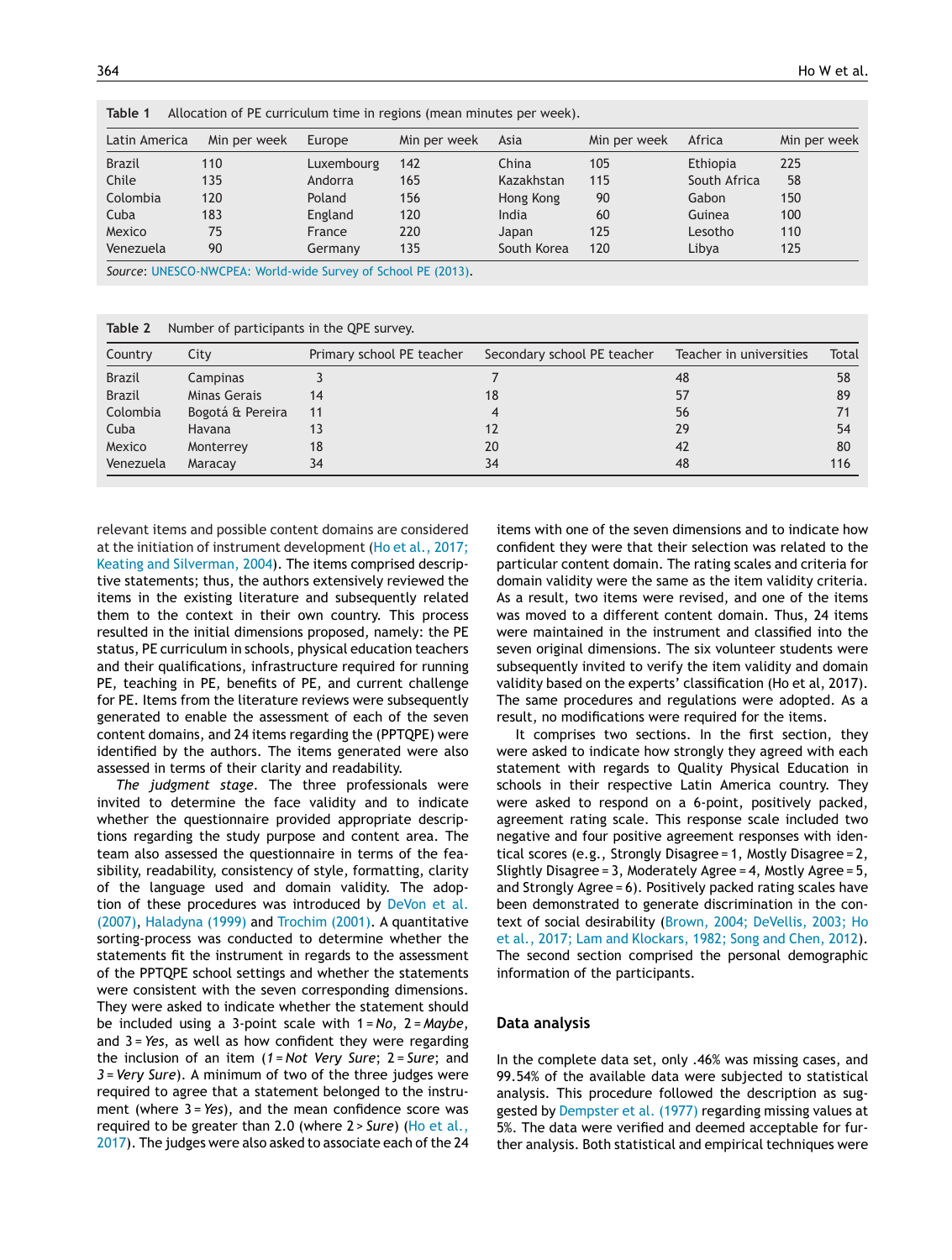**Table 1** Allocation of PE curriculum time in regions (mean minutes per week).

| Latin America | Min per week | Europe | Min per week | Asia | Min per week | Africa | Min per week |
|---|---|---|---|---|---|---|---|
| Brazil | 110 | Luxembourg | 142 | China | 105 | Ethiopia | 225 |
| Chile | 135 | Andorra | 165 | Kazakhstan | 115 | South Africa | 58 |
| Colombia | 120 | Poland | 156 | Hong Kong | 90 | Gabon | 150 |
| Cuba | 183 | England | 120 | India | 60 | Guinea | 100 |
| Mexico | 75 | France | 220 | Japan | 125 | Lesotho | 110 |
| Venezuela | 90 | Germany | 135 | South Korea | 120 | Libya | 125 |

*Source*: UNESCO-NWCPEA: World-wide Survey of School PE (2013).

**Table 2** Number of participants in the QPE survey.

| Country | City | Primary school PE teacher | Secondary school PE teacher | Teacher in universities | Total |
|---|---|---|---|---|---|
| Brazil | Campinas | 3 | 7 | 48 | 58 |
| Brazil | Minas Gerais | 14 | 18 | 57 | 89 |
| Colombia | Bogotá & Pereira | 11 | 4 | 56 | 71 |
| Cuba | Havana | 13 | 12 | 29 | 54 |
| Mexico | Monterrey | 18 | 20 | 42 | 80 |
| Venezuela | Maracay | 34 | 34 | 48 | 116 |

relevant items and possible content domains are considered at the initiation of instrument development (Ho et al., 2017; Keating and Silverman, 2004). The items comprised descriptive statements; thus, the authors extensively reviewed the items in the existing literature and subsequently related them to the context in their own country. This process resulted in the initial dimensions proposed, namely: the PE status, PE curriculum in schools, physical education teachers and their qualifications, infrastructure required for running PE, teaching in PE, benefits of PE, and current challenge for PE. Items from the literature reviews were subsequently generated to enable the assessment of each of the seven content domains, and 24 items regarding the (PPTQPE) were identified by the authors. The items generated were also assessed in terms of their clarity and readability.

*The judgment stage*. The three professionals were invited to determine the face validity and to indicate whether the questionnaire provided appropriate descriptions regarding the study purpose and content area. The team also assessed the questionnaire in terms of the feasibility, readability, consistency of style, formatting, clarity of the language used and domain validity. The adoption of these procedures was introduced by DeVon et al. (2007), Haladyna (1999) and Trochim (2001). A quantitative sorting-process was conducted to determine whether the statements fit the instrument in regards to the assessment of the PPTQPE school settings and whether the statements were consistent with the seven corresponding dimensions. They were asked to indicate whether the statement should be included using a 3-point scale with 1 = *No*, 2 = *Maybe*, and 3 = *Yes*, as well as how confident they were regarding the inclusion of an item (*1* = *Not Very Sure*; 2 = *Sure*; and *3* = *Very Sure*). A minimum of two of the three judges were required to agree that a statement belonged to the instrument (where 3 = *Yes*), and the mean confidence score was required to be greater than 2.0 (where 2 > *Sure*) (Ho et al., 2017). The judges were also asked to associate each of the 24 items with one of the seven dimensions and to indicate how confident they were that their selection was related to the particular content domain. The rating scales and criteria for domain validity were the same as the item validity criteria. As a result, two items were revised, and one of the items was moved to a different content domain. Thus, 24 items were maintained in the instrument and classified into the seven original dimensions. The six volunteer students were subsequently invited to verify the item validity and domain validity based on the experts' classification (Ho et al, 2017). The same procedures and regulations were adopted. As a result, no modifications were required for the items.

It comprises two sections. In the first section, they were asked to indicate how strongly they agreed with each statement with regards to Quality Physical Education in schools in their respective Latin America country. They were asked to respond on a 6-point, positively packed, agreement rating scale. This response scale included two negative and four positive agreement responses with identical scores (e.g., Strongly Disagree = 1, Mostly Disagree = 2, Slightly Disagree = 3, Moderately Agree = 4, Mostly Agree = 5, and Strongly Agree = 6). Positively packed rating scales have been demonstrated to generate discrimination in the context of social desirability (Brown, 2004; DeVellis, 2003; Ho et al., 2017; Lam and Klockars, 1982; Song and Chen, 2012). The second section comprised the personal demographic information of the participants.

## Data analysis

In the complete data set, only .46% was missing cases, and 99.54% of the available data were subjected to statistical analysis. This procedure followed the description as suggested by Dempster et al. (1977) regarding missing values at 5%. The data were verified and deemed acceptable for further analysis. Both statistical and empirical techniques were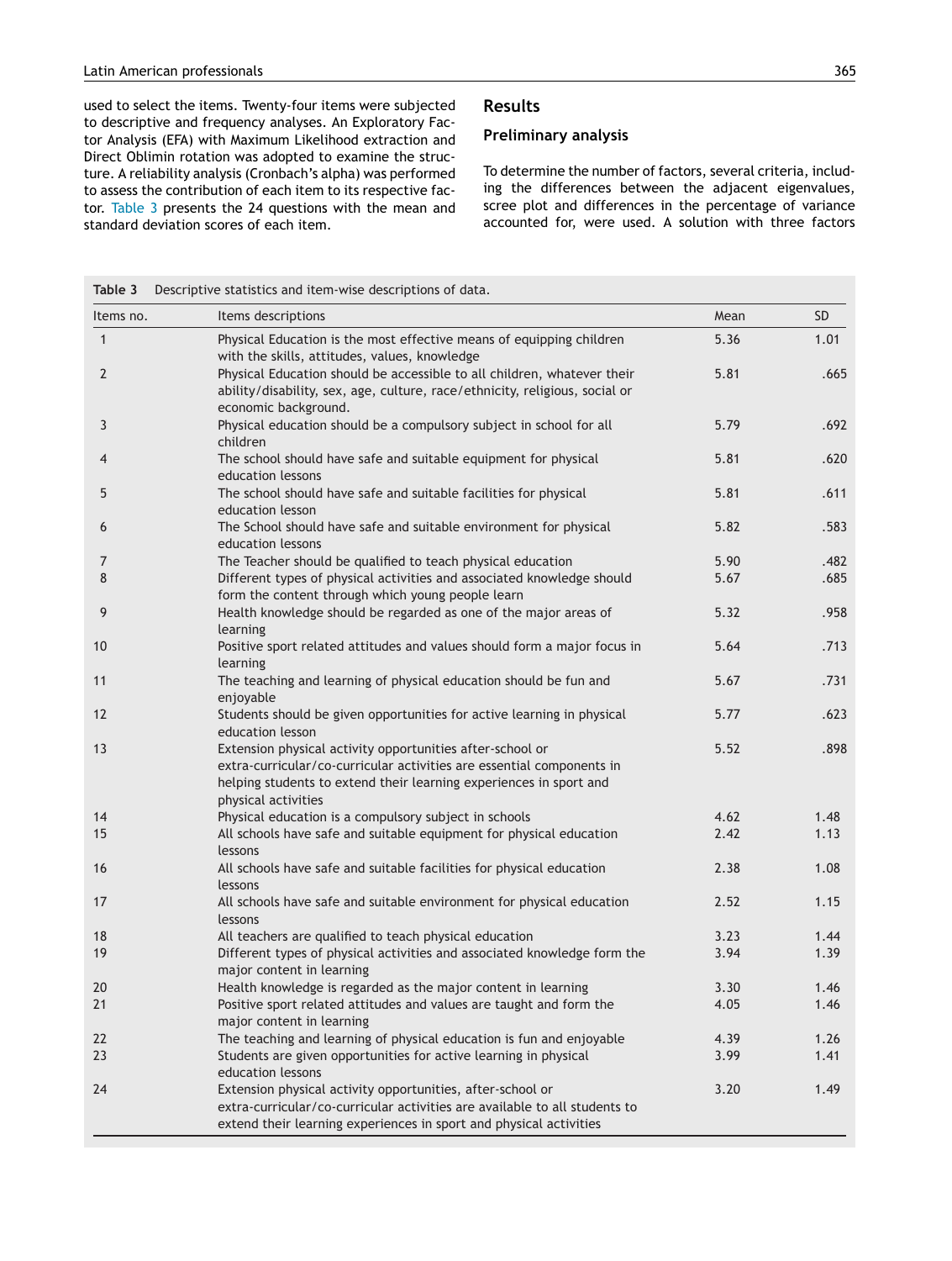used to select the items. Twenty-four items were subjected to descriptive and frequency analyses. An Exploratory Factor Analysis (EFA) with Maximum Likelihood extraction and Direct Oblimin rotation was adopted to examine the structure. A reliability analysis (Cronbach's alpha) was performed to assess the contribution of each item to its respective factor. Table 3 presents the 24 questions with the mean and standard deviation scores of each item.

## Results

### Preliminary analysis

To determine the number of factors, several criteria, including the differences between the adjacent eigenvalues, scree plot and differences in the percentage of variance accounted for, were used. A solution with three factors

**Table 3** Descriptive statistics and item-wise descriptions of data.

| Items no. | Items descriptions | Mean | SD |
|---|---|---|---|
| 1 | Physical Education is the most effective means of equipping children with the skills, attitudes, values, knowledge | 5.36 | 1.01 |
| 2 | Physical Education should be accessible to all children, whatever their ability/disability, sex, age, culture, race/ethnicity, religious, social or economic background. | 5.81 | .665 |
| 3 | Physical education should be a compulsory subject in school for all children | 5.79 | .692 |
| 4 | The school should have safe and suitable equipment for physical education lessons | 5.81 | .620 |
| 5 | The school should have safe and suitable facilities for physical education lesson | 5.81 | .611 |
| 6 | The School should have safe and suitable environment for physical education lessons | 5.82 | .583 |
| 7 | The Teacher should be qualified to teach physical education | 5.90 | .482 |
| 8 | Different types of physical activities and associated knowledge should form the content through which young people learn | 5.67 | .685 |
| 9 | Health knowledge should be regarded as one of the major areas of learning | 5.32 | .958 |
| 10 | Positive sport related attitudes and values should form a major focus in learning | 5.64 | .713 |
| 11 | The teaching and learning of physical education should be fun and enjoyable | 5.67 | .731 |
| 12 | Students should be given opportunities for active learning in physical education lesson | 5.77 | .623 |
| 13 | Extension physical activity opportunities after-school or extra-curricular/co-curricular activities are essential components in helping students to extend their learning experiences in sport and physical activities | 5.52 | .898 |
| 14 | Physical education is a compulsory subject in schools | 4.62 | 1.48 |
| 15 | All schools have safe and suitable equipment for physical education lessons | 2.42 | 1.13 |
| 16 | All schools have safe and suitable facilities for physical education lessons | 2.38 | 1.08 |
| 17 | All schools have safe and suitable environment for physical education lessons | 2.52 | 1.15 |
| 18 | All teachers are qualified to teach physical education | 3.23 | 1.44 |
| 19 | Different types of physical activities and associated knowledge form the major content in learning | 3.94 | 1.39 |
| 20 | Health knowledge is regarded as the major content in learning | 3.30 | 1.46 |
| 21 | Positive sport related attitudes and values are taught and form the major content in learning | 4.05 | 1.46 |
| 22 | The teaching and learning of physical education is fun and enjoyable | 4.39 | 1.26 |
| 23 | Students are given opportunities for active learning in physical education lessons | 3.99 | 1.41 |
| 24 | Extension physical activity opportunities, after-school or extra-curricular/co-curricular activities are available to all students to extend their learning experiences in sport and physical activities | 3.20 | 1.49 |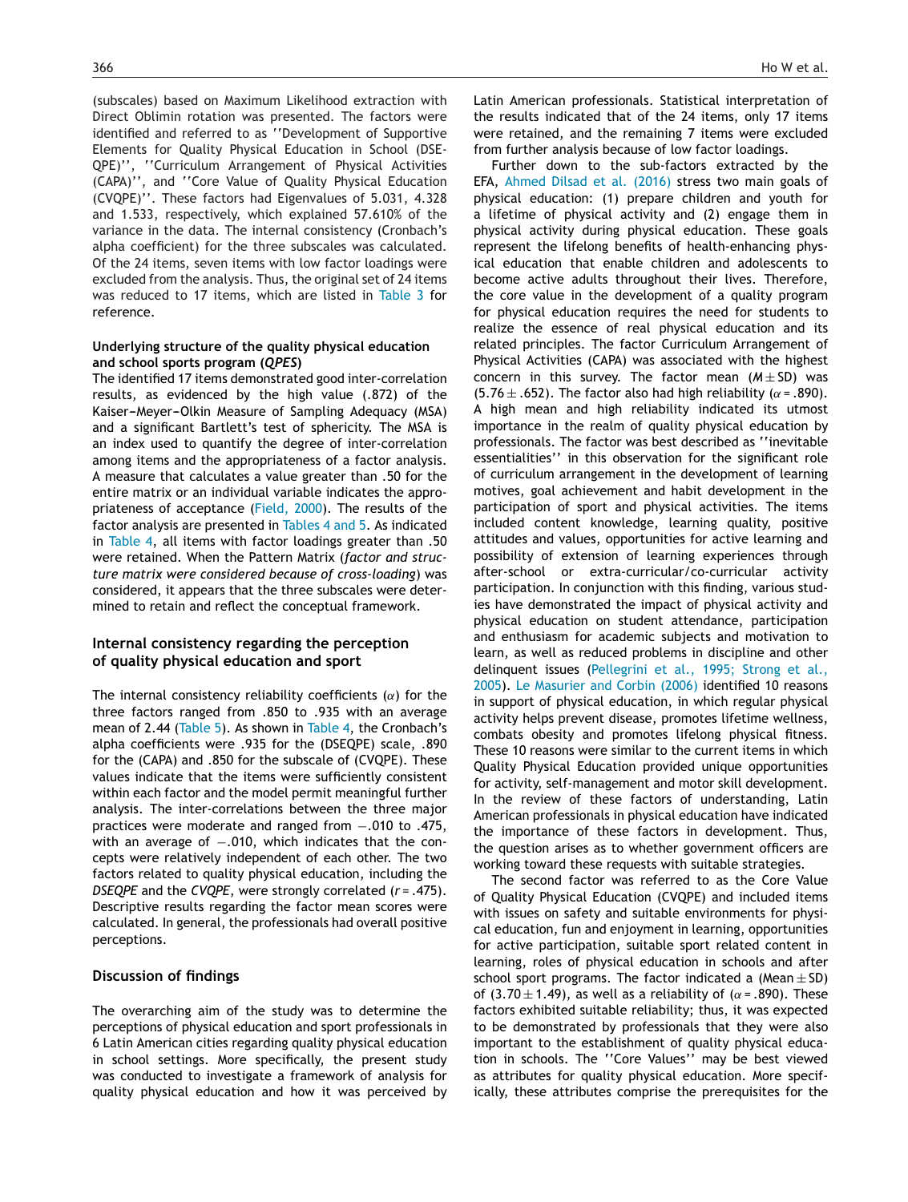(subscales) based on Maximum Likelihood extraction with Direct Oblimin rotation was presented. The factors were identified and referred to as ''Development of Supportive Elements for Quality Physical Education in School (DSE-QPE)'', ''Curriculum Arrangement of Physical Activities (CAPA)'', and ''Core Value of Quality Physical Education (CVQPE)''. These factors had Eigenvalues of 5.031, 4.328 and 1.533, respectively, which explained 57.610% of the variance in the data. The internal consistency (Cronbach's alpha coefficient) for the three subscales was calculated. Of the 24 items, seven items with low factor loadings were excluded from the analysis. Thus, the original set of 24 items was reduced to 17 items, which are listed in Table 3 for reference.

### Underlying structure of the quality physical education and school sports program (*QPES*)

The identified 17 items demonstrated good inter-correlation results, as evidenced by the high value (.872) of the Kaiser–Meyer–Olkin Measure of Sampling Adequacy (MSA) and a significant Bartlett's test of sphericity. The MSA is an index used to quantify the degree of inter-correlation among items and the appropriateness of a factor analysis. A measure that calculates a value greater than .50 for the entire matrix or an individual variable indicates the appropriateness of acceptance (Field, 2000). The results of the factor analysis are presented in Tables 4 and 5. As indicated in Table 4, all items with factor loadings greater than .50 were retained. When the Pattern Matrix (*factor and structure matrix were considered because of cross-loading*) was considered, it appears that the three subscales were determined to retain and reflect the conceptual framework.

## Internal consistency regarding the perception of quality physical education and sport

The internal consistency reliability coefficients ($\alpha$) for the three factors ranged from .850 to .935 with an average mean of 2.44 (Table 5). As shown in Table 4, the Cronbach's alpha coefficients were .935 for the (DSEQPE) scale, .890 for the (CAPA) and .850 for the subscale of (CVQPE). These values indicate that the items were sufficiently consistent within each factor and the model permit meaningful further analysis. The inter-correlations between the three major practices were moderate and ranged from −.010 to .475, with an average of −.010, which indicates that the concepts were relatively independent of each other. The two factors related to quality physical education, including the *DSEQPE* and the *CVQPE,* were strongly correlated ($r = .475$). Descriptive results regarding the factor mean scores were calculated. In general, the professionals had overall positive perceptions.

## Discussion of findings

The overarching aim of the study was to determine the perceptions of physical education and sport professionals in 6 Latin American cities regarding quality physical education in school settings. More specifically, the present study was conducted to investigate a framework of analysis for quality physical education and how it was perceived by Latin American professionals. Statistical interpretation of the results indicated that of the 24 items, only 17 items were retained, and the remaining 7 items were excluded from further analysis because of low factor loadings.

Further down to the sub-factors extracted by the EFA, Ahmed Dilsad et al. (2016) stress two main goals of physical education: (1) prepare children and youth for a lifetime of physical activity and (2) engage them in physical activity during physical education. These goals represent the lifelong benefits of health-enhancing physical education that enable children and adolescents to become active adults throughout their lives. Therefore, the core value in the development of a quality program for physical education requires the need for students to realize the essence of real physical education and its related principles. The factor Curriculum Arrangement of Physical Activities (CAPA) was associated with the highest concern in this survey. The factor mean ($M \pm$ SD) was ($5.76 \pm .652$). The factor also had high reliability ($\alpha = .890$). A high mean and high reliability indicated its utmost importance in the realm of quality physical education by professionals. The factor was best described as ''inevitable essentialities'' in this observation for the significant role of curriculum arrangement in the development of learning motives, goal achievement and habit development in the participation of sport and physical activities. The items included content knowledge, learning quality, positive attitudes and values, opportunities for active learning and possibility of extension of learning experiences through after-school or extra-curricular/co-curricular activity participation. In conjunction with this finding, various studies have demonstrated the impact of physical activity and physical education on student attendance, participation and enthusiasm for academic subjects and motivation to learn, as well as reduced problems in discipline and other delinquent issues (Pellegrini et al., 1995; Strong et al., 2005). Le Masurier and Corbin (2006) identified 10 reasons in support of physical education, in which regular physical activity helps prevent disease, promotes lifetime wellness, combats obesity and promotes lifelong physical fitness. These 10 reasons were similar to the current items in which Quality Physical Education provided unique opportunities for activity, self-management and motor skill development. In the review of these factors of understanding, Latin American professionals in physical education have indicated the importance of these factors in development. Thus, the question arises as to whether government officers are working toward these requests with suitable strategies.

The second factor was referred to as the Core Value of Quality Physical Education (CVQPE) and included items with issues on safety and suitable environments for physical education, fun and enjoyment in learning, opportunities for active participation, suitable sport related content in learning, roles of physical education in schools and after school sport programs. The factor indicated a (Mean ± SD) of ($3.70 \pm 1.49$), as well as a reliability of ($\alpha = .890$). These factors exhibited suitable reliability; thus, it was expected to be demonstrated by professionals that they were also important to the establishment of quality physical education in schools. The ''Core Values'' may be best viewed as attributes for quality physical education. More specifically, these attributes comprise the prerequisites for the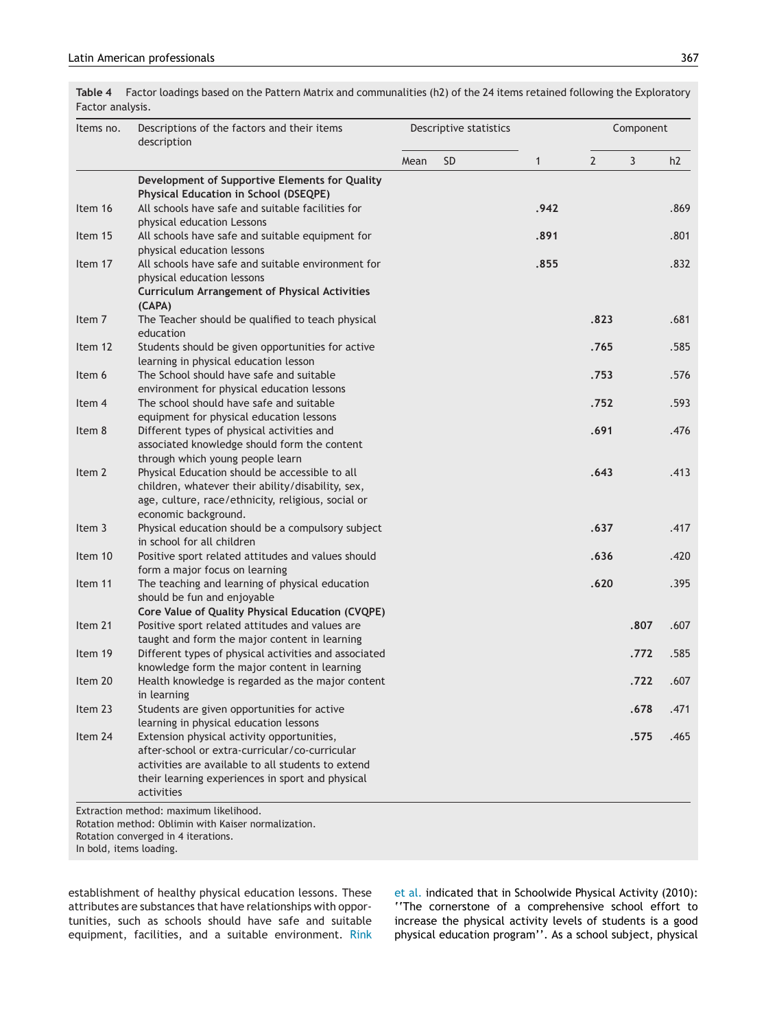**Table 4** Factor loadings based on the Pattern Matrix and communalities (h2) of the 24 items retained following the Exploratory Factor analysis.

| Items no. | Descriptions of the factors and their items description | Descriptive statistics | | Component | | | |
|---|---|---|---|---|---|---|---|
| | | Mean | SD | 1 | 2 | 3 | h2 |
| | **Development of Supportive Elements for Quality Physical Education in School (DSEQPE)** | | | | | | |
| Item 16 | All schools have safe and suitable facilities for physical education Lessons | | | **.942** | | | .869 |
| Item 15 | All schools have safe and suitable equipment for physical education lessons | | | **.891** | | | .801 |
| Item 17 | All schools have safe and suitable environment for physical education lessons | | | **.855** | | | .832 |
| | **Curriculum Arrangement of Physical Activities (CAPA)** | | | | | | |
| Item 7 | The Teacher should be qualified to teach physical education | | | | **.823** | | .681 |
| Item 12 | Students should be given opportunities for active learning in physical education lesson | | | | **.765** | | .585 |
| Item 6 | The School should have safe and suitable environment for physical education lessons | | | | **.753** | | .576 |
| Item 4 | The school should have safe and suitable equipment for physical education lessons | | | | **.752** | | .593 |
| Item 8 | Different types of physical activities and associated knowledge should form the content through which young people learn | | | | **.691** | | .476 |
| Item 2 | Physical Education should be accessible to all children, whatever their ability/disability, sex, age, culture, race/ethnicity, religious, social or economic background. | | | | **.643** | | .413 |
| Item 3 | Physical education should be a compulsory subject in school for all children | | | | **.637** | | .417 |
| Item 10 | Positive sport related attitudes and values should form a major focus on learning | | | | **.636** | | .420 |
| Item 11 | The teaching and learning of physical education should be fun and enjoyable | | | | **.620** | | .395 |
| | **Core Value of Quality Physical Education (CVQPE)** | | | | | | |
| Item 21 | Positive sport related attitudes and values are taught and form the major content in learning | | | | | **.807** | .607 |
| Item 19 | Different types of physical activities and associated knowledge form the major content in learning | | | | | **.772** | .585 |
| Item 20 | Health knowledge is regarded as the major content in learning | | | | | **.722** | .607 |
| Item 23 | Students are given opportunities for active learning in physical education lessons | | | | | **.678** | .471 |
| Item 24 | Extension physical activity opportunities, after-school or extra-curricular/co-curricular activities are available to all students to extend their learning experiences in sport and physical activities | | | | | **.575** | .465 |

Extraction method: maximum likelihood.
Rotation method: Oblimin with Kaiser normalization.
Rotation converged in 4 iterations.
In bold, items loading.

establishment of healthy physical education lessons. These attributes are substances that have relationships with opportunities, such as schools should have safe and suitable equipment, facilities, and a suitable environment. Rink et al. indicated that in Schoolwide Physical Activity (2010): ''The cornerstone of a comprehensive school effort to increase the physical activity levels of students is a good physical education program''. As a school subject, physical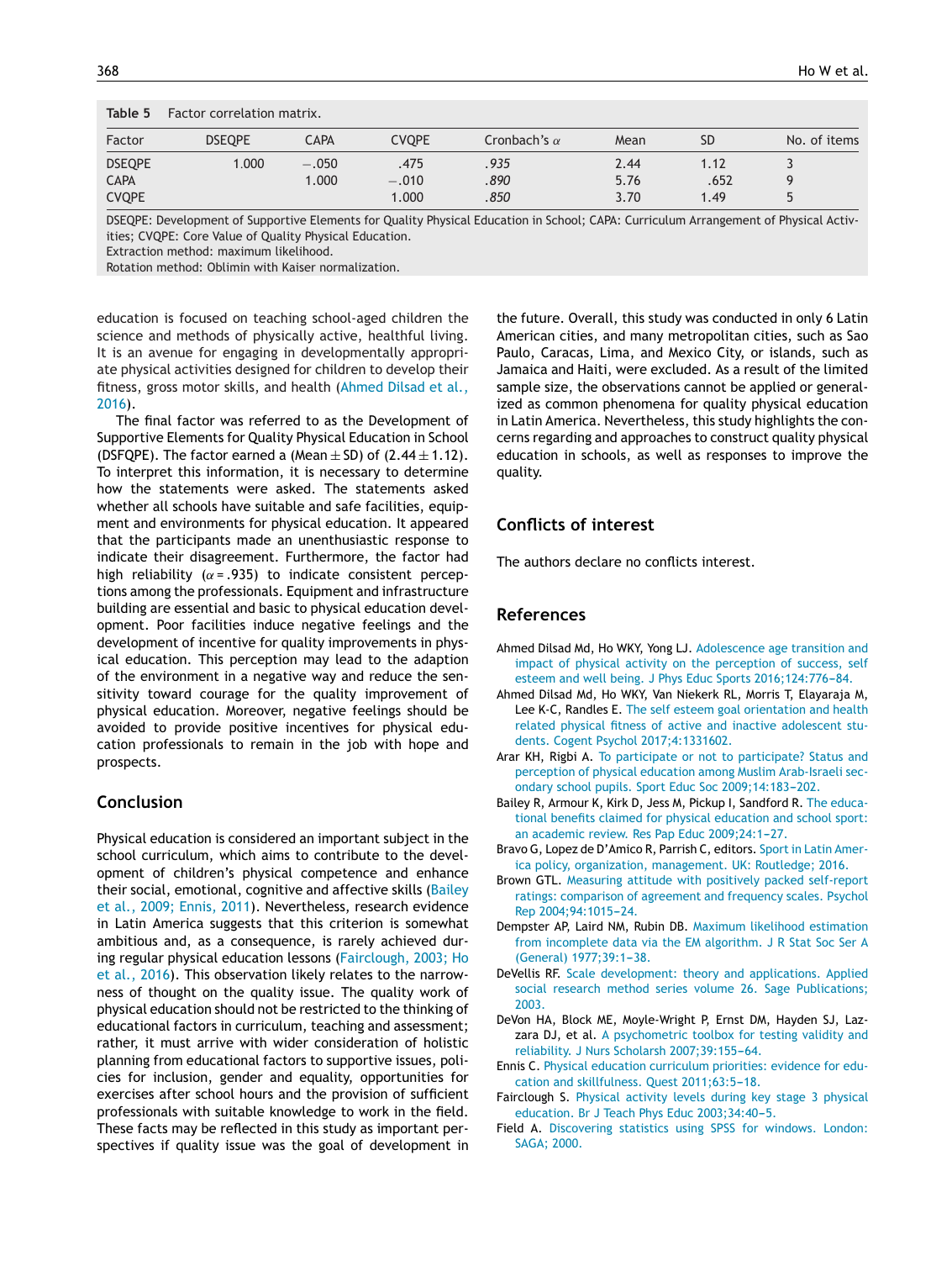**Table 5** Factor correlation matrix.

| Factor | DSEQPE | CAPA | CVQPE | Cronbach's $\alpha$ | Mean | SD | No. of items |
|---|---|---|---|---|---|---|---|
| DSEQPE | 1.000 | −.050 | .475 | *.935* | 2.44 | 1.12 | 3 |
| CAPA | | 1.000 | −.010 | *.890* | 5.76 | .652 | 9 |
| CVQPE | | | 1.000 | *.850* | 3.70 | 1.49 | 5 |

DSEQPE: Development of Supportive Elements for Quality Physical Education in School; CAPA: Curriculum Arrangement of Physical Activities; CVQPE: Core Value of Quality Physical Education.
Extraction method: maximum likelihood.
Rotation method: Oblimin with Kaiser normalization.

education is focused on teaching school-aged children the science and methods of physically active, healthful living. It is an avenue for engaging in developmentally appropriate physical activities designed for children to develop their fitness, gross motor skills, and health (Ahmed Dilsad et al., 2016).

The final factor was referred to as the Development of Supportive Elements for Quality Physical Education in School (DSFQPE). The factor earned a (Mean $\pm$ SD) of ($2.44 \pm 1.12$). To interpret this information, it is necessary to determine how the statements were asked. The statements asked whether all schools have suitable and safe facilities, equipment and environments for physical education. It appeared that the participants made an unenthusiastic response to indicate their disagreement. Furthermore, the factor had high reliability ($\alpha$ = .935) to indicate consistent perceptions among the professionals. Equipment and infrastructure building are essential and basic to physical education development. Poor facilities induce negative feelings and the development of incentive for quality improvements in physical education. This perception may lead to the adaption of the environment in a negative way and reduce the sensitivity toward courage for the quality improvement of physical education. Moreover, negative feelings should be avoided to provide positive incentives for physical education professionals to remain in the job with hope and prospects.

## Conclusion

Physical education is considered an important subject in the school curriculum, which aims to contribute to the development of children's physical competence and enhance their social, emotional, cognitive and affective skills (Bailey et al., 2009; Ennis, 2011). Nevertheless, research evidence in Latin America suggests that this criterion is somewhat ambitious and, as a consequence, is rarely achieved during regular physical education lessons (Fairclough, 2003; Ho et al., 2016). This observation likely relates to the narrowness of thought on the quality issue. The quality work of physical education should not be restricted to the thinking of educational factors in curriculum, teaching and assessment; rather, it must arrive with wider consideration of holistic planning from educational factors to supportive issues, policies for inclusion, gender and equality, opportunities for exercises after school hours and the provision of sufficient professionals with suitable knowledge to work in the field. These facts may be reflected in this study as important perspectives if quality issue was the goal of development in the future. Overall, this study was conducted in only 6 Latin American cities, and many metropolitan cities, such as Sao Paulo, Caracas, Lima, and Mexico City, or islands, such as Jamaica and Haiti, were excluded. As a result of the limited sample size, the observations cannot be applied or generalized as common phenomena for quality physical education in Latin America. Nevertheless, this study highlights the concerns regarding and approaches to construct quality physical education in schools, as well as responses to improve the quality.

## Conflicts of interest

The authors declare no conflicts interest.

## References

Ahmed Dilsad Md, Ho WKY, Yong LJ. Adolescence age transition and impact of physical activity on the perception of success, self esteem and well being. J Phys Educ Sports 2016;124:776–84.

Ahmed Dilsad Md, Ho WKY, Van Niekerk RL, Morris T, Elayaraja M, Lee K-C, Randles E. The self esteem goal orientation and health related physical fitness of active and inactive adolescent students. Cogent Psychol 2017;4:1331602.

Arar KH, Rigbi A. To participate or not to participate? Status and perception of physical education among Muslim Arab-Israeli secondary school pupils. Sport Educ Soc 2009;14:183–202.

Bailey R, Armour K, Kirk D, Jess M, Pickup I, Sandford R. The educational benefits claimed for physical education and school sport: an academic review. Res Pap Educ 2009;24:1–27.

Bravo G, Lopez de D'Amico R, Parrish C, editors. Sport in Latin America policy, organization, management. UK: Routledge; 2016.

Brown GTL. Measuring attitude with positively packed self-report ratings: comparison of agreement and frequency scales. Psychol Rep 2004;94:1015–24.

Dempster AP, Laird NM, Rubin DB. Maximum likelihood estimation from incomplete data via the EM algorithm. J R Stat Soc Ser A (General) 1977;39:1–38.

DeVellis RF. Scale development: theory and applications. Applied social research method series volume 26. Sage Publications; 2003.

DeVon HA, Block ME, Moyle-Wright P, Ernst DM, Hayden SJ, Lazzara DJ, et al. A psychometric toolbox for testing validity and reliability. J Nurs Scholarsh 2007;39:155–64.

Ennis C. Physical education curriculum priorities: evidence for education and skillfulness. Quest 2011;63:5–18.

Fairclough S. Physical activity levels during key stage 3 physical education. Br J Teach Phys Educ 2003;34:40–5.

Field A. Discovering statistics using SPSS for windows. London: SAGA; 2000.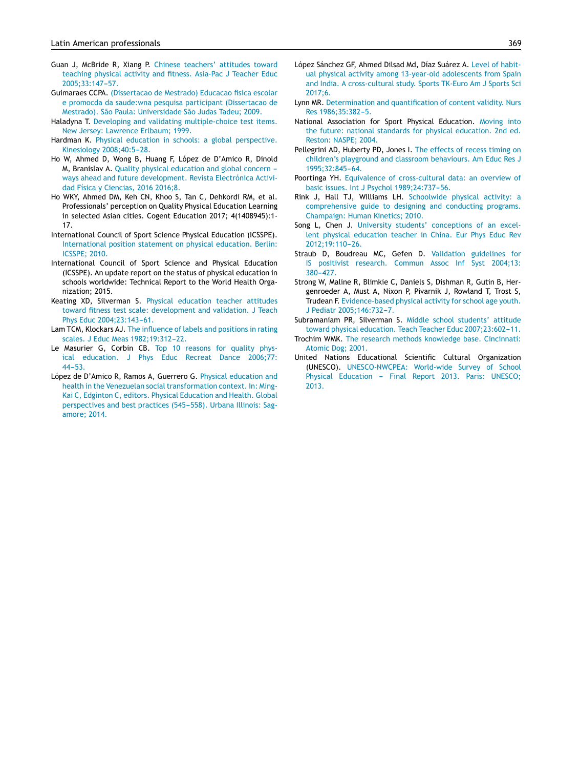Guan J, McBride R, Xiang P. Chinese teachers' attitudes toward teaching physical activity and fitness. Asia-Pac J Teacher Educ 2005;33:147–57.

Guimaraes CCPA. (Dissertacao de Mestrado) Educacao fisica escolar e promocda da saude:wna pesquisa participant (Dissertacao de Mestrado). São Paula: Universidade São Judas Tadeu; 2009.

Haladyna T. Developing and validating multiple-choice test items. New Jersey: Lawrence Erlbaum; 1999.

Hardman K. Physical education in schools: a global perspective. Kinesiology 2008;40:5–28.

Ho W, Ahmed D, Wong B, Huang F, López de D'Amico R, Dinold M, Branislav A. Quality physical education and global concern – ways ahead and future development. Revista Electrónica Actividad Física y Ciencias, 2016 2016;8.

Ho WKY, Ahmed DM, Keh CN, Khoo S, Tan C, Dehkordi RM, et al. Professionals' perception on Quality Physical Education Learning in selected Asian cities. Cogent Education 2017; 4(1408945):1-17.

International Council of Sport Science Physical Education (ICSSPE). International position statement on physical education. Berlin: ICSSPE; 2010.

International Council of Sport Science and Physical Education (ICSSPE). An update report on the status of physical education in schools worldwide: Technical Report to the World Health Organization; 2015.

Keating XD, Silverman S. Physical education teacher attitudes toward fitness test scale: development and validation. J Teach Phys Educ 2004;23:143–61.

Lam TCM, Klockars AJ. The influence of labels and positions in rating scales. J Educ Meas 1982;19:312–22.

Le Masurier G, Corbin CB. Top 10 reasons for quality physical education. J Phys Educ Recreat Dance 2006;77: 44–53.

López de D'Amico R, Ramos A, Guerrero G. Physical education and health in the Venezuelan social transformation context. In: Ming-Kai C, Edginton C, editors. Physical Education and Health. Global perspectives and best practices (545–558). Urbana Illinois: Sagamore; 2014.

López Sánchez GF, Ahmed Dilsad Md, Díaz Suárez A. Level of habitual physical activity among 13-year-old adolescents from Spain and India. A cross-cultural study. Sports TK-Euro Am J Sports Sci 2017;6.

Lynn MR. Determination and quantification of content validity. Nurs Res 1986;35:382–5.

National Association for Sport Physical Education. Moving into the future: national standards for physical education. 2nd ed. Reston: NASPE; 2004.

Pellegrini AD, Huberty PD, Jones I. The effects of recess timing on children's playground and classroom behaviours. Am Educ Res J 1995;32:845–64.

Poortinga YH. Equivalence of cross-cultural data: an overview of basic issues. Int J Psychol 1989;24:737–56.

Rink J, Hall TJ, Williams LH. Schoolwide physical activity: a comprehensive guide to designing and conducting programs. Champaign: Human Kinetics; 2010.

Song L, Chen J. University students' conceptions of an excellent physical education teacher in China. Eur Phys Educ Rev 2012;19:110–26.

Straub D, Boudreau MC, Gefen D. Validation guidelines for IS positivist research. Commun Assoc Inf Syst 2004;13: 380–427.

Strong W, Maline R, Blimkie C, Daniels S, Dishman R, Gutin B, Hergenroeder A, Must A, Nixon P, Pivarnik J, Rowland T, Trost S, Trudean F. Evidence-based physical activity for school age youth. J Pediatr 2005;146:732–7.

Subramaniam PR, Silverman S. Middle school students' attitude toward physical education. Teach Teacher Educ 2007;23:602–11.

Trochim WMK. The research methods knowledge base. Cincinnati: Atomic Dog; 2001.

United Nations Educational Scientific Cultural Organization (UNESCO). UNESCO-NWCPEA: World-wide Survey of School Physical Education – Final Report 2013. Paris: UNESCO; 2013.